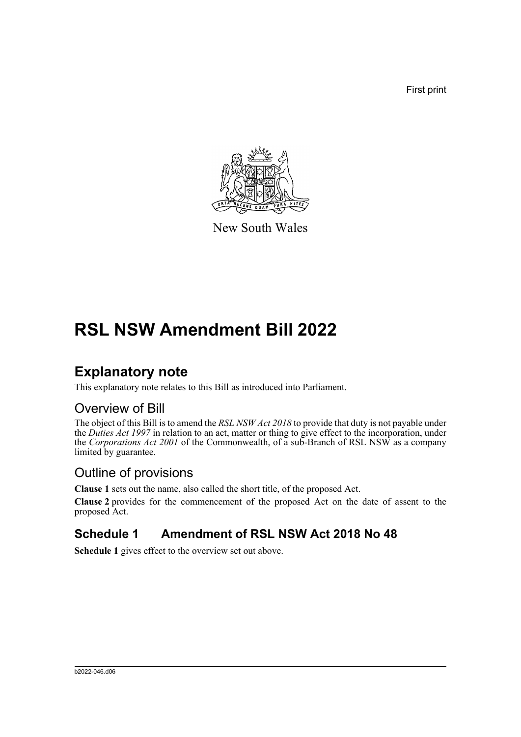First print

New South Wales

# RSL NSW Amendment Bill 2022

## Explanatory note

This explanatory note relates to this Bill as introduced into Parliament.

### Overview of Bill

The object of this Bill is to amend the *RSL NSW Act 2018* to provide that duty is not payable under the *Duties Act 1997* in relation to an act, matter or thing to give effect to the incorporation, under the *Corporations Act 2001* of the Commonwealth, of a sub-Branch of RSL NSW as a company limited by guarantee.

### Outline of provisions

**Clause 1** sets out the name, also called the short title, of the proposed Act.

**Clause 2** provides for the commencement of the proposed Act on the date of assent to the proposed Act.

### Schedule 1 Amendment of RSL NSW Act 2018 No 48

**Schedule 1** gives effect to the overview set out above.

b2022-046.d06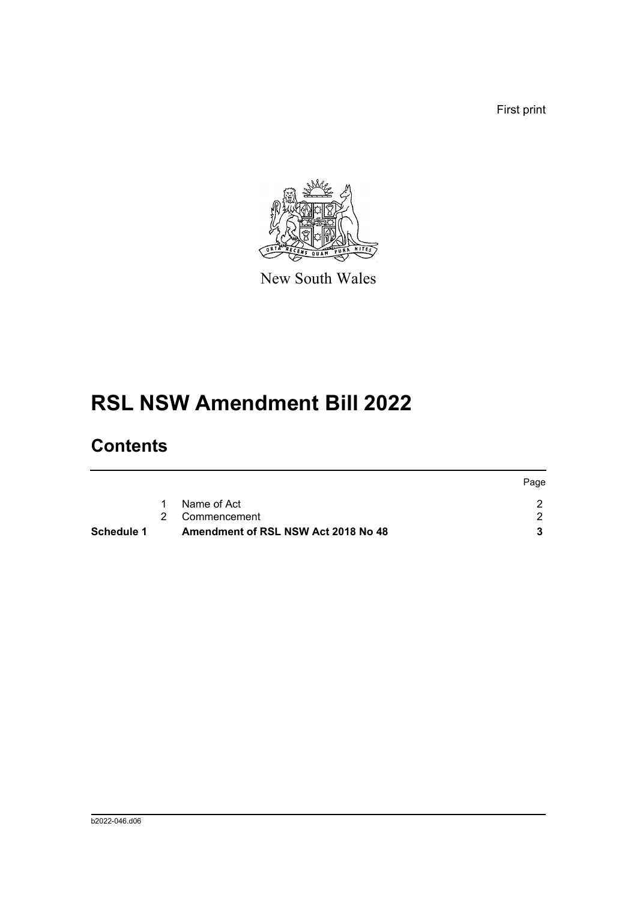First print

New South Wales

# RSL NSW Amendment Bill 2022

## Contents

| | | | Page |
|---|---|---|---|
| | 1 | Name of Act | 2 |
| | 2 | Commencement | 2 |
| **Schedule 1** | | **Amendment of RSL NSW Act 2018 No 48** | **3** |

b2022-046.d06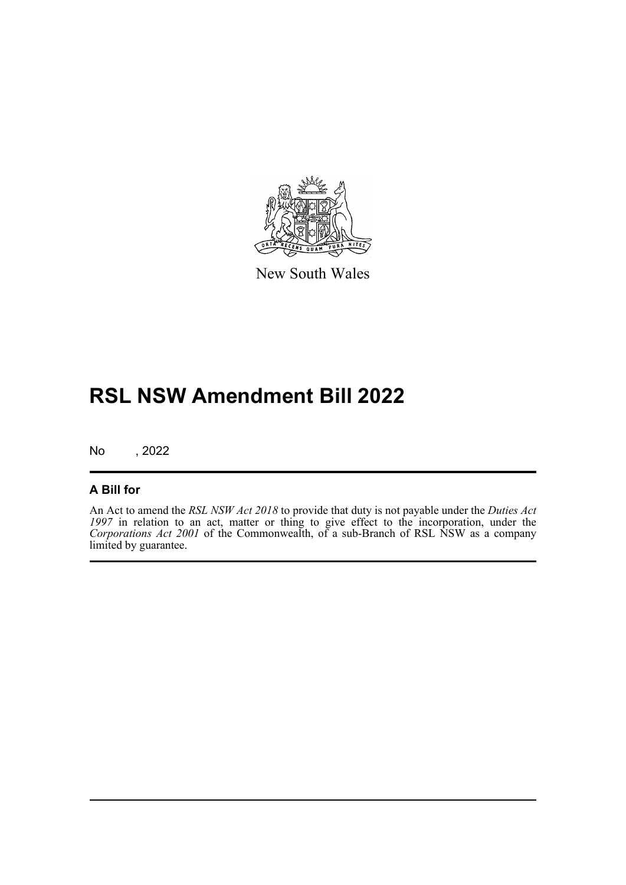New South Wales

# RSL NSW Amendment Bill 2022

No , 2022

## A Bill for

An Act to amend the *RSL NSW Act 2018* to provide that duty is not payable under the *Duties Act 1997* in relation to an act, matter or thing to give effect to the incorporation, under the *Corporations Act 2001* of the Commonwealth, of a sub-Branch of RSL NSW as a company limited by guarantee.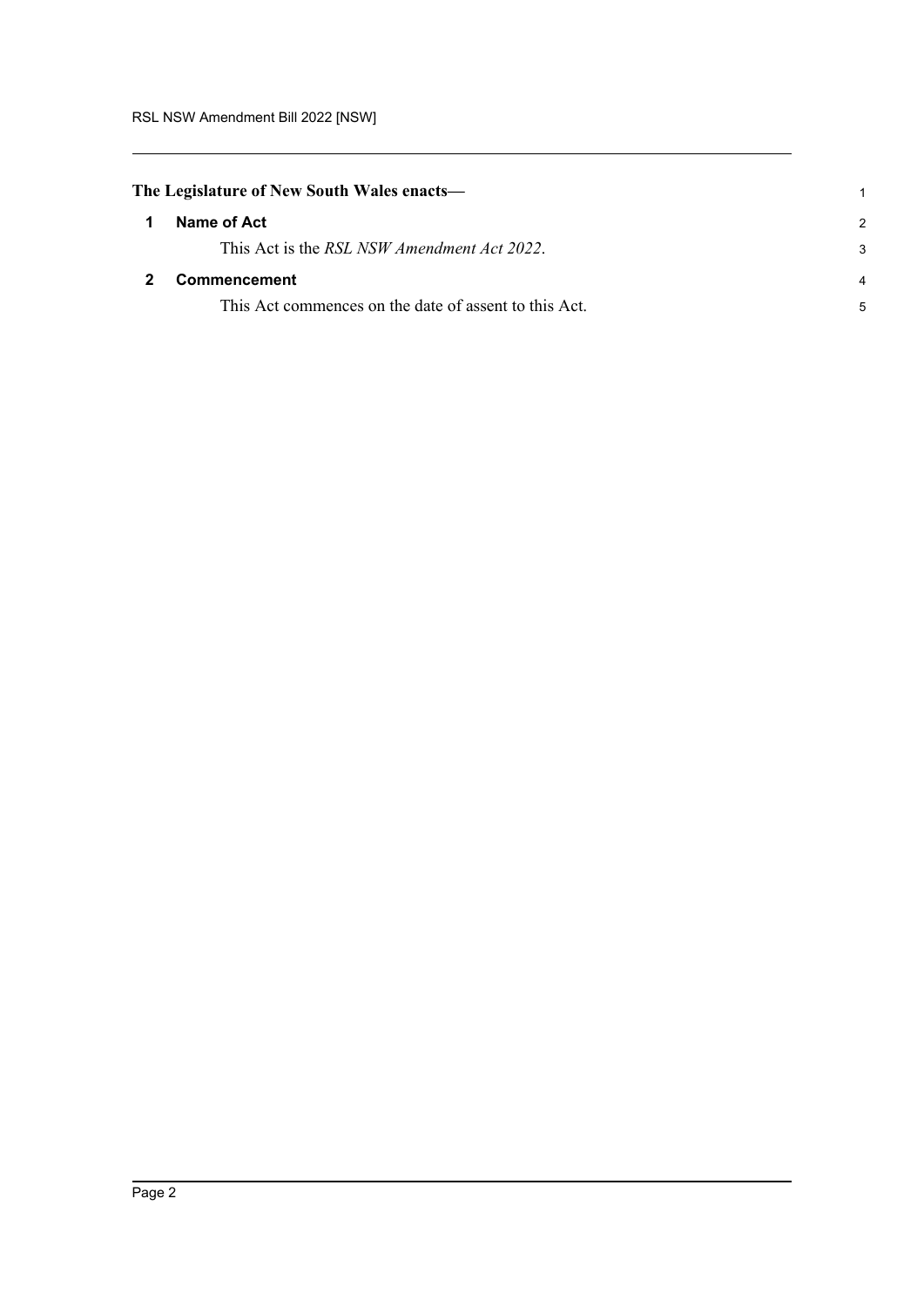**The Legislature of New South Wales enacts—**

## 1 Name of Act

This Act is the *RSL NSW Amendment Act 2022*.

## 2 Commencement

This Act commences on the date of assent to this Act.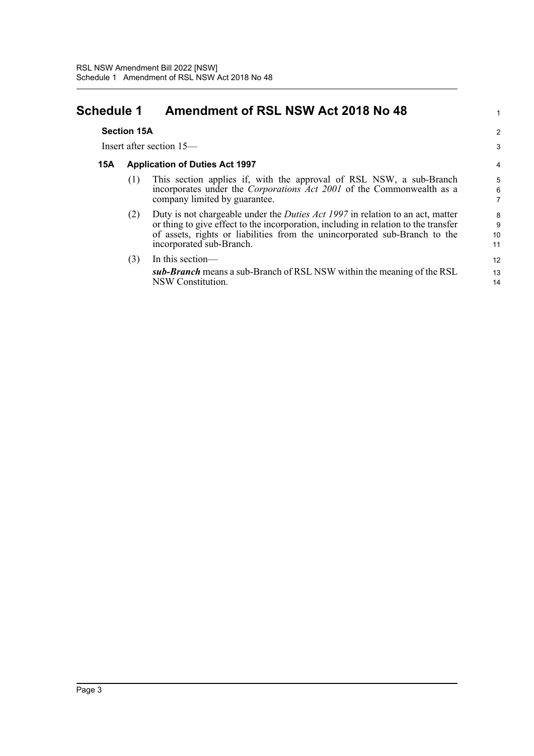# Schedule 1 Amendment of RSL NSW Act 2018 No 48

### Section 15A

Insert after section 15—

### 15A Application of Duties Act 1997

(1) This section applies if, with the approval of RSL NSW, a sub-Branch incorporates under the *Corporations Act 2001* of the Commonwealth as a company limited by guarantee.

(2) Duty is not chargeable under the *Duties Act 1997* in relation to an act, matter or thing to give effect to the incorporation, including in relation to the transfer of assets, rights or liabilities from the unincorporated sub-Branch to the incorporated sub-Branch.

(3) In this section—

***sub-Branch*** means a sub-Branch of RSL NSW within the meaning of the RSL NSW Constitution.